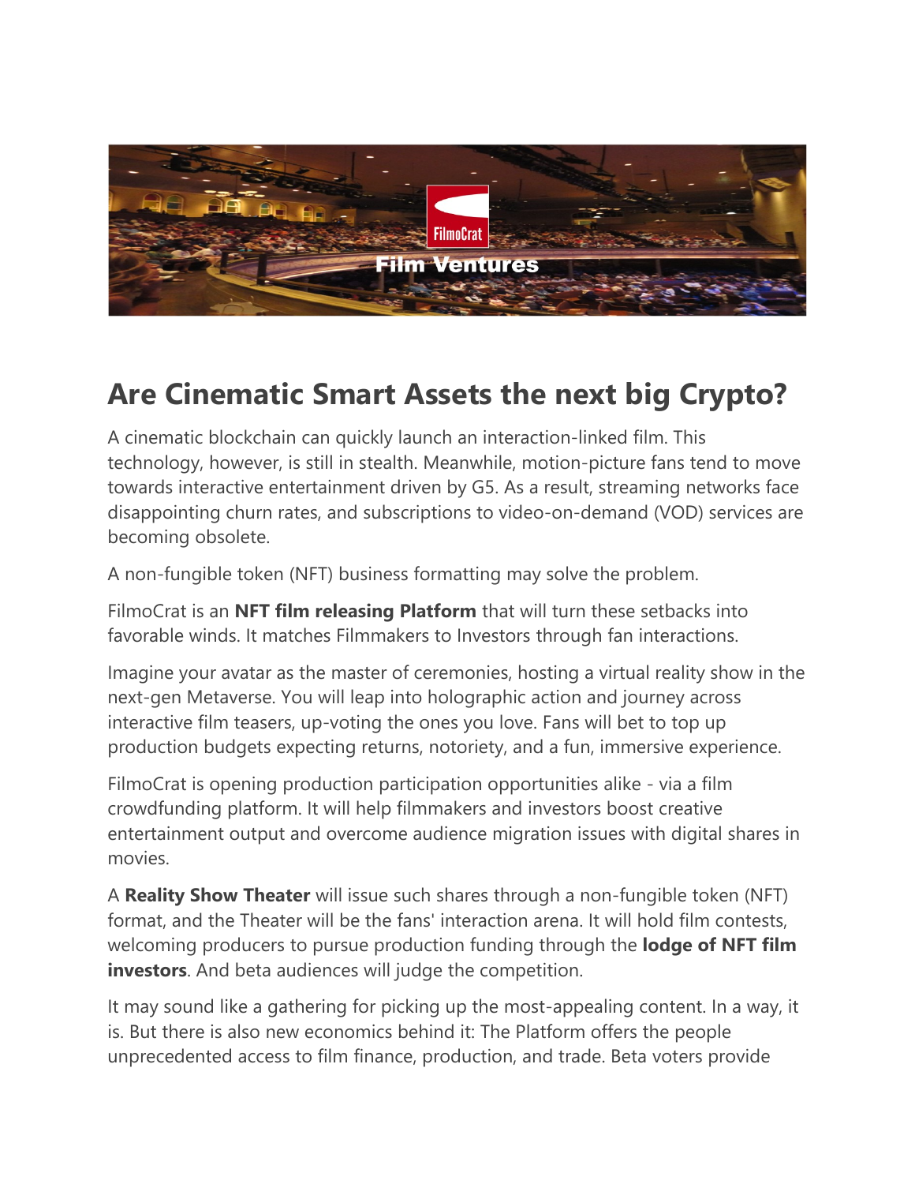# Are Cinematic Smart Assets the next big Crypto?

A cinematic blockchain can quickly launch an interaction-linked film. This technology, however, is still in stealth. Meanwhile, motion-picture fans tend to move towards interactive entertainment driven by G5. As a result, streaming networks face disappointing churn rates, and subscriptions to video-on-demand (VOD) services are becoming obsolete.

A non-fungible token (NFT) business formatting may solve the problem.

FilmoCrat is an **NFT film releasing Platform** that will turn these setbacks into favorable winds. It matches Filmmakers to Investors through fan interactions.

Imagine your avatar as the master of ceremonies, hosting a virtual reality show in the next-gen Metaverse. You will leap into holographic action and journey across interactive film teasers, up-voting the ones you love. Fans will bet to top up production budgets expecting returns, notoriety, and a fun, immersive experience.

FilmoCrat is opening production participation opportunities alike - via a film crowdfunding platform. It will help filmmakers and investors boost creative entertainment output and overcome audience migration issues with digital shares in movies.

A **Reality Show Theater** will issue such shares through a non-fungible token (NFT) format, and the Theater will be the fans' interaction arena. It will hold film contests, welcoming producers to pursue production funding through the **lodge of NFT film investors**. And beta audiences will judge the competition.

It may sound like a gathering for picking up the most-appealing content. In a way, it is. But there is also new economics behind it: The Platform offers the people unprecedented access to film finance, production, and trade. Beta voters provide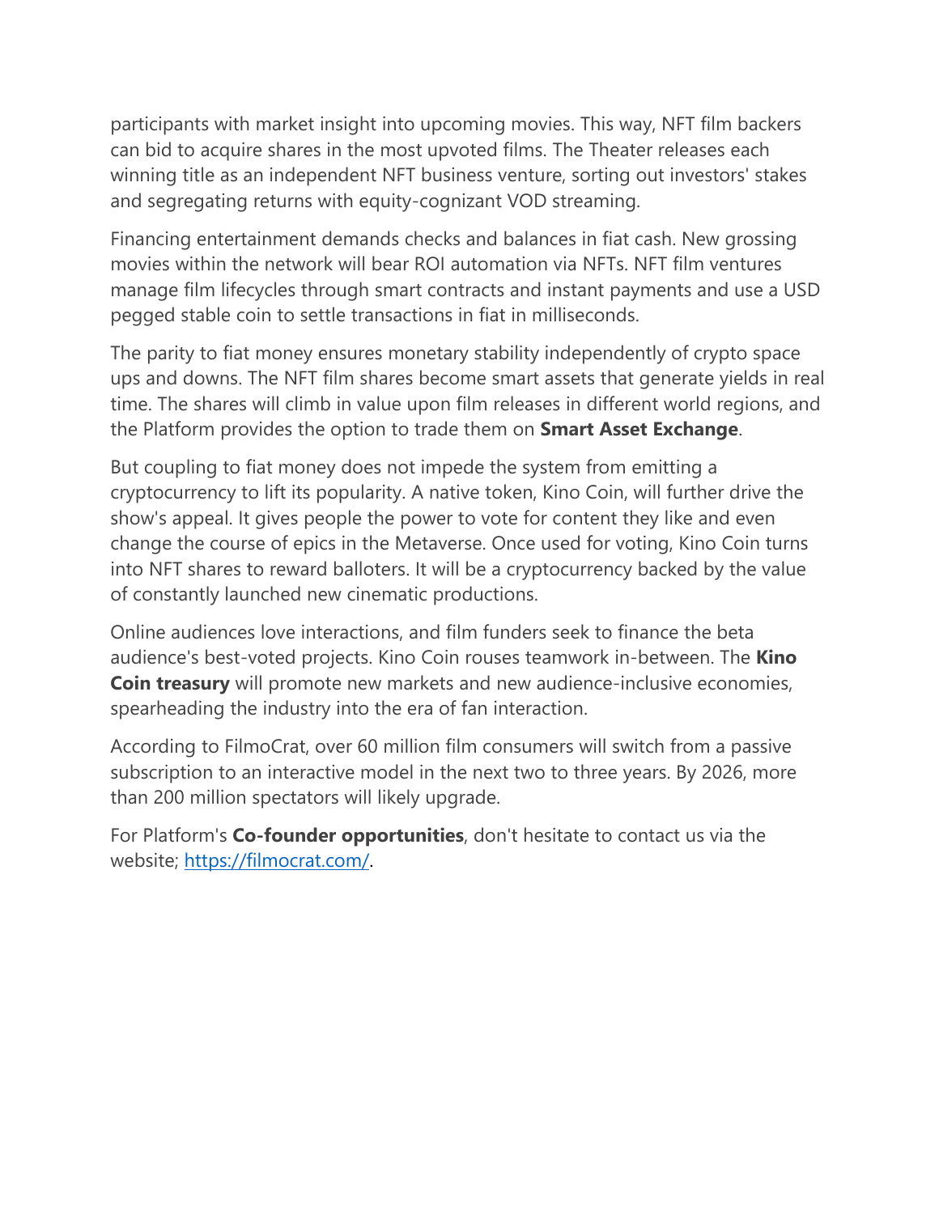participants with market insight into upcoming movies. This way, NFT film backers can bid to acquire shares in the most upvoted films. The Theater releases each winning title as an independent NFT business venture, sorting out investors' stakes and segregating returns with equity-cognizant VOD streaming.

Financing entertainment demands checks and balances in fiat cash. New grossing movies within the network will bear ROI automation via NFTs. NFT film ventures manage film lifecycles through smart contracts and instant payments and use a USD pegged stable coin to settle transactions in fiat in milliseconds.

The parity to fiat money ensures monetary stability independently of crypto space ups and downs. The NFT film shares become smart assets that generate yields in real time. The shares will climb in value upon film releases in different world regions, and the Platform provides the option to trade them on **Smart Asset Exchange**.

But coupling to fiat money does not impede the system from emitting a cryptocurrency to lift its popularity. A native token, Kino Coin, will further drive the show's appeal. It gives people the power to vote for content they like and even change the course of epics in the Metaverse. Once used for voting, Kino Coin turns into NFT shares to reward balloters. It will be a cryptocurrency backed by the value of constantly launched new cinematic productions.

Online audiences love interactions, and film funders seek to finance the beta audience's best-voted projects. Kino Coin rouses teamwork in-between. The **Kino Coin treasury** will promote new markets and new audience-inclusive economies, spearheading the industry into the era of fan interaction.

According to FilmoCrat, over 60 million film consumers will switch from a passive subscription to an interactive model in the next two to three years. By 2026, more than 200 million spectators will likely upgrade.

For Platform's **Co-founder opportunities**, don't hesitate to contact us via the website; [https://filmocrat.com/](https://filmocrat.com/).